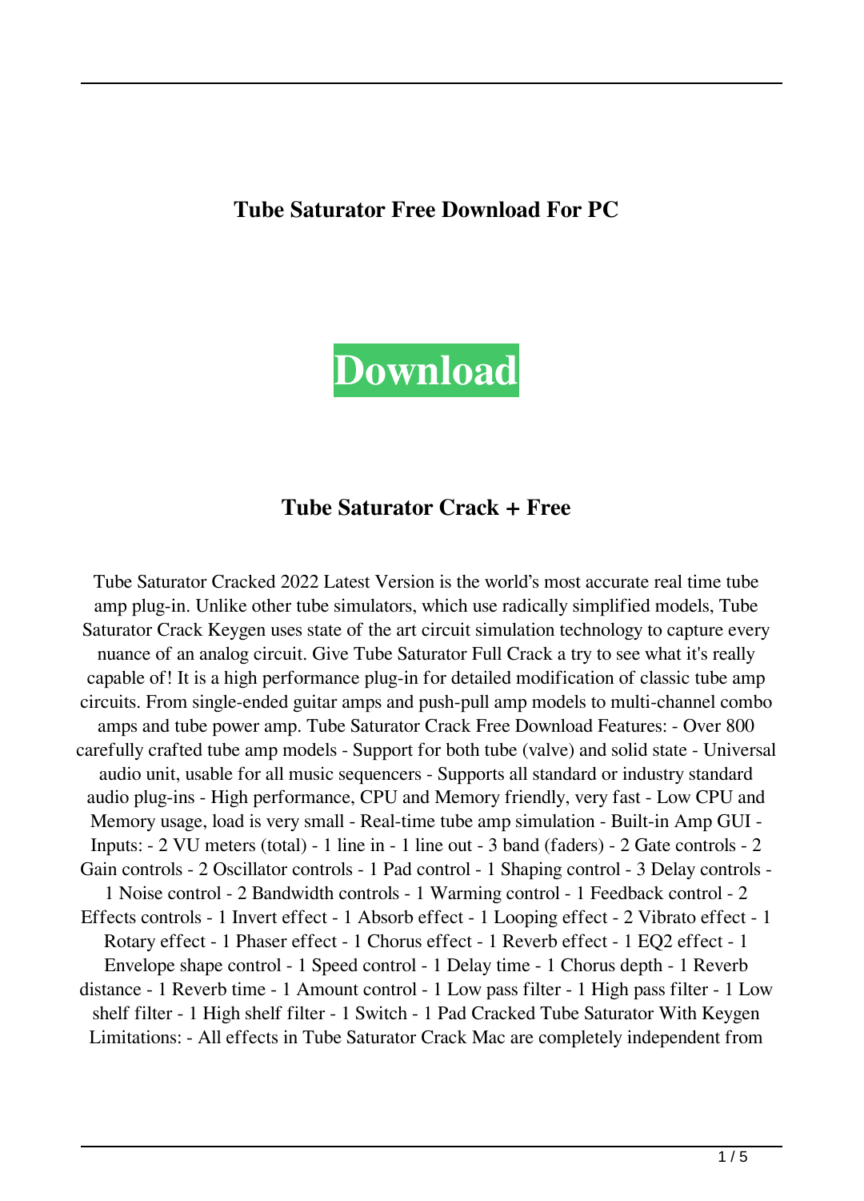**Tube Saturator Free Download For PC**

**Download**

## Tube Saturator Crack + Free

Tube Saturator Cracked 2022 Latest Version is the world's most accurate real time tube amp plug-in. Unlike other tube simulators, which use radically simplified models, Tube Saturator Crack Keygen uses state of the art circuit simulation technology to capture every nuance of an analog circuit. Give Tube Saturator Full Crack a try to see what it's really capable of! It is a high performance plug-in for detailed modification of classic tube amp circuits. From single-ended guitar amps and push-pull amp models to multi-channel combo amps and tube power amp. Tube Saturator Crack Free Download Features: - Over 800 carefully crafted tube amp models - Support for both tube (valve) and solid state - Universal audio unit, usable for all music sequencers - Supports all standard or industry standard audio plug-ins - High performance, CPU and Memory friendly, very fast - Low CPU and Memory usage, load is very small - Real-time tube amp simulation - Built-in Amp GUI - Inputs: - 2 VU meters (total) - 1 line in - 1 line out - 3 band (faders) - 2 Gate controls - 2 Gain controls - 2 Oscillator controls - 1 Pad control - 1 Shaping control - 3 Delay controls - 1 Noise control - 2 Bandwidth controls - 1 Warming control - 1 Feedback control - 2 Effects controls - 1 Invert effect - 1 Absorb effect - 1 Looping effect - 2 Vibrato effect - 1 Rotary effect - 1 Phaser effect - 1 Chorus effect - 1 Reverb effect - 1 EQ2 effect - 1 Envelope shape control - 1 Speed control - 1 Delay time - 1 Chorus depth - 1 Reverb distance - 1 Reverb time - 1 Amount control - 1 Low pass filter - 1 High pass filter - 1 Low shelf filter - 1 High shelf filter - 1 Switch - 1 Pad Cracked Tube Saturator With Keygen Limitations: - All effects in Tube Saturator Crack Mac are completely independent from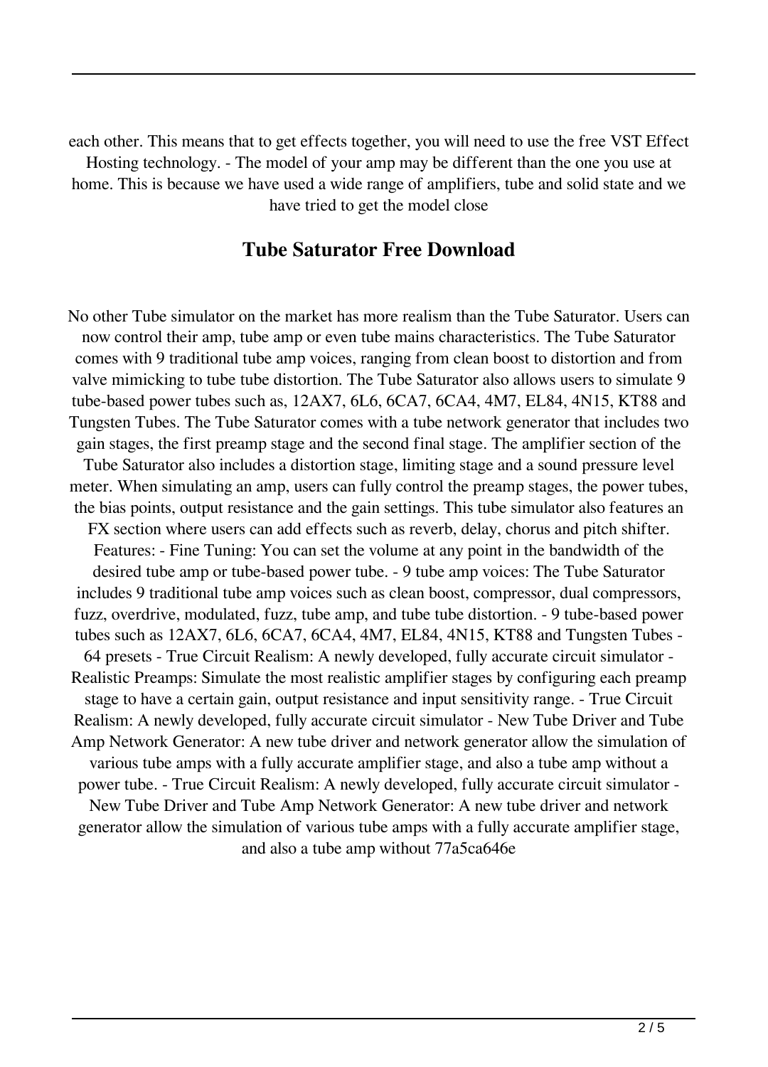each other. This means that to get effects together, you will need to use the free VST Effect Hosting technology. - The model of your amp may be different than the one you use at home. This is because we have used a wide range of amplifiers, tube and solid state and we have tried to get the model close

## Tube Saturator Free Download

No other Tube simulator on the market has more realism than the Tube Saturator. Users can now control their amp, tube amp or even tube mains characteristics. The Tube Saturator comes with 9 traditional tube amp voices, ranging from clean boost to distortion and from valve mimicking to tube tube distortion. The Tube Saturator also allows users to simulate 9 tube-based power tubes such as, 12AX7, 6L6, 6CA7, 6CA4, 4M7, EL84, 4N15, KT88 and Tungsten Tubes. The Tube Saturator comes with a tube network generator that includes two gain stages, the first preamp stage and the second final stage. The amplifier section of the Tube Saturator also includes a distortion stage, limiting stage and a sound pressure level meter. When simulating an amp, users can fully control the preamp stages, the power tubes, the bias points, output resistance and the gain settings. This tube simulator also features an FX section where users can add effects such as reverb, delay, chorus and pitch shifter. Features: - Fine Tuning: You can set the volume at any point in the bandwidth of the desired tube amp or tube-based power tube. - 9 tube amp voices: The Tube Saturator includes 9 traditional tube amp voices such as clean boost, compressor, dual compressors, fuzz, overdrive, modulated, fuzz, tube amp, and tube tube distortion. - 9 tube-based power tubes such as 12AX7, 6L6, 6CA7, 6CA4, 4M7, EL84, 4N15, KT88 and Tungsten Tubes - 64 presets - True Circuit Realism: A newly developed, fully accurate circuit simulator - Realistic Preamps: Simulate the most realistic amplifier stages by configuring each preamp stage to have a certain gain, output resistance and input sensitivity range. - True Circuit Realism: A newly developed, fully accurate circuit simulator - New Tube Driver and Tube Amp Network Generator: A new tube driver and network generator allow the simulation of various tube amps with a fully accurate amplifier stage, and also a tube amp without a power tube. - True Circuit Realism: A newly developed, fully accurate circuit simulator - New Tube Driver and Tube Amp Network Generator: A new tube driver and network generator allow the simulation of various tube amps with a fully accurate amplifier stage, and also a tube amp without 77a5ca646e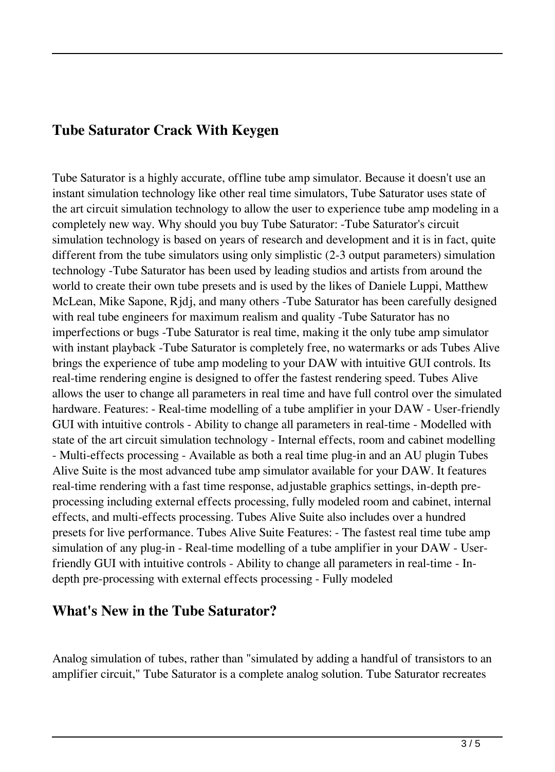## Tube Saturator Crack With Keygen

Tube Saturator is a highly accurate, offline tube amp simulator. Because it doesn't use an instant simulation technology like other real time simulators, Tube Saturator uses state of the art circuit simulation technology to allow the user to experience tube amp modeling in a completely new way. Why should you buy Tube Saturator: -Tube Saturator's circuit simulation technology is based on years of research and development and it is in fact, quite different from the tube simulators using only simplistic (2-3 output parameters) simulation technology -Tube Saturator has been used by leading studios and artists from around the world to create their own tube presets and is used by the likes of Daniele Luppi, Matthew McLean, Mike Sapone, Rjdj, and many others -Tube Saturator has been carefully designed with real tube engineers for maximum realism and quality -Tube Saturator has no imperfections or bugs -Tube Saturator is real time, making it the only tube amp simulator with instant playback -Tube Saturator is completely free, no watermarks or ads Tubes Alive brings the experience of tube amp modeling to your DAW with intuitive GUI controls. Its real-time rendering engine is designed to offer the fastest rendering speed. Tubes Alive allows the user to change all parameters in real time and have full control over the simulated hardware. Features: - Real-time modelling of a tube amplifier in your DAW - User-friendly GUI with intuitive controls - Ability to change all parameters in real-time - Modelled with state of the art circuit simulation technology - Internal effects, room and cabinet modelling - Multi-effects processing - Available as both a real time plug-in and an AU plugin Tubes Alive Suite is the most advanced tube amp simulator available for your DAW. It features real-time rendering with a fast time response, adjustable graphics settings, in-depth pre-processing including external effects processing, fully modeled room and cabinet, internal effects, and multi-effects processing. Tubes Alive Suite also includes over a hundred presets for live performance. Tubes Alive Suite Features: - The fastest real time tube amp simulation of any plug-in - Real-time modelling of a tube amplifier in your DAW - User-friendly GUI with intuitive controls - Ability to change all parameters in real-time - In-depth pre-processing with external effects processing - Fully modeled

## What's New in the Tube Saturator?

Analog simulation of tubes, rather than "simulated by adding a handful of transistors to an amplifier circuit," Tube Saturator is a complete analog solution. Tube Saturator recreates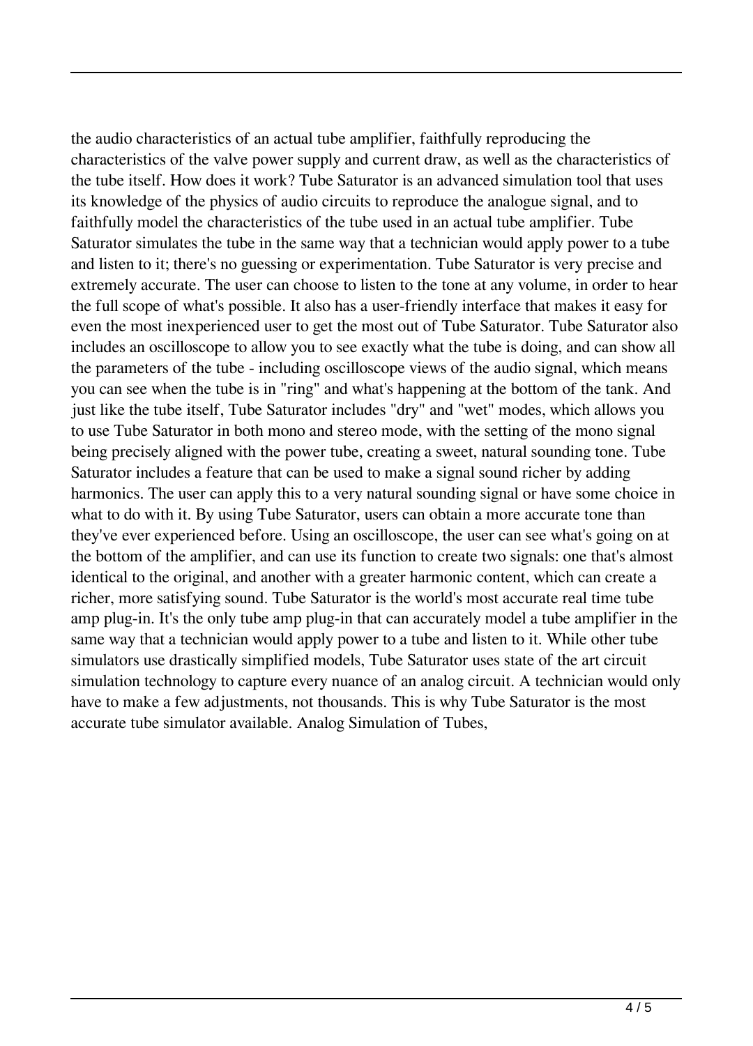the audio characteristics of an actual tube amplifier, faithfully reproducing the characteristics of the valve power supply and current draw, as well as the characteristics of the tube itself. How does it work? Tube Saturator is an advanced simulation tool that uses its knowledge of the physics of audio circuits to reproduce the analogue signal, and to faithfully model the characteristics of the tube used in an actual tube amplifier. Tube Saturator simulates the tube in the same way that a technician would apply power to a tube and listen to it; there's no guessing or experimentation. Tube Saturator is very precise and extremely accurate. The user can choose to listen to the tone at any volume, in order to hear the full scope of what's possible. It also has a user-friendly interface that makes it easy for even the most inexperienced user to get the most out of Tube Saturator. Tube Saturator also includes an oscilloscope to allow you to see exactly what the tube is doing, and can show all the parameters of the tube - including oscilloscope views of the audio signal, which means you can see when the tube is in "ring" and what's happening at the bottom of the tank. And just like the tube itself, Tube Saturator includes "dry" and "wet" modes, which allows you to use Tube Saturator in both mono and stereo mode, with the setting of the mono signal being precisely aligned with the power tube, creating a sweet, natural sounding tone. Tube Saturator includes a feature that can be used to make a signal sound richer by adding harmonics. The user can apply this to a very natural sounding signal or have some choice in what to do with it. By using Tube Saturator, users can obtain a more accurate tone than they've ever experienced before. Using an oscilloscope, the user can see what's going on at the bottom of the amplifier, and can use its function to create two signals: one that's almost identical to the original, and another with a greater harmonic content, which can create a richer, more satisfying sound. Tube Saturator is the world's most accurate real time tube amp plug-in. It's the only tube amp plug-in that can accurately model a tube amplifier in the same way that a technician would apply power to a tube and listen to it. While other tube simulators use drastically simplified models, Tube Saturator uses state of the art circuit simulation technology to capture every nuance of an analog circuit. A technician would only have to make a few adjustments, not thousands. This is why Tube Saturator is the most accurate tube simulator available. Analog Simulation of Tubes,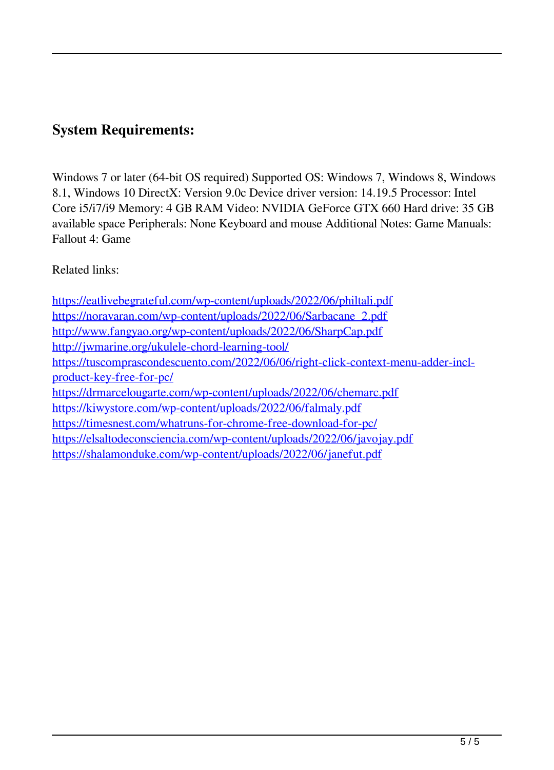## System Requirements:

Windows 7 or later (64-bit OS required) Supported OS: Windows 7, Windows 8, Windows 8.1, Windows 10 DirectX: Version 9.0c Device driver version: 14.19.5 Processor: Intel Core i5/i7/i9 Memory: 4 GB RAM Video: NVIDIA GeForce GTX 660 Hard drive: 35 GB available space Peripherals: None Keyboard and mouse Additional Notes: Game Manuals: Fallout 4: Game

Related links:

https://eatlivebegrateful.com/wp-content/uploads/2022/06/philtali.pdf
https://noravaran.com/wp-content/uploads/2022/06/Sarbacane_2.pdf
http://www.fangyao.org/wp-content/uploads/2022/06/SharpCap.pdf
http://jwmarine.org/ukulele-chord-learning-tool/
https://tuscomprascondescuento.com/2022/06/06/right-click-context-menu-adder-incl-product-key-free-for-pc/
https://drmarcelougarte.com/wp-content/uploads/2022/06/chemarc.pdf
https://kiwystore.com/wp-content/uploads/2022/06/falmaly.pdf
https://timesnest.com/whatruns-for-chrome-free-download-for-pc/
https://elsaltodeconsciencia.com/wp-content/uploads/2022/06/javojay.pdf
https://shalamonduke.com/wp-content/uploads/2022/06/janefut.pdf